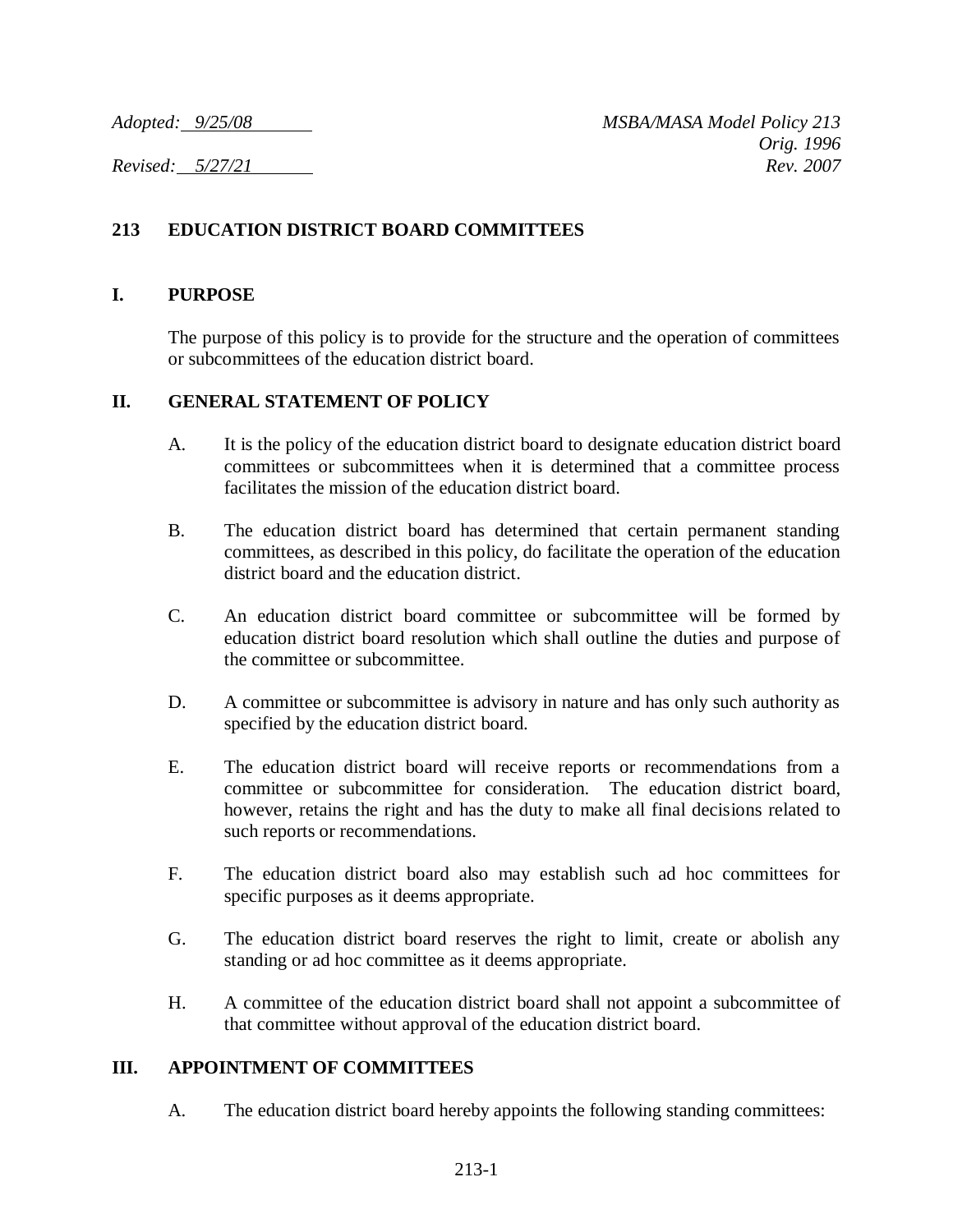*Adopted: 9/25/08* *MSBA/MASA Model Policy 213*
*Orig. 1996*
*Revised: 5/27/21* *Rev. 2007*

# 213 EDUCATION DISTRICT BOARD COMMITTEES

## I. PURPOSE

The purpose of this policy is to provide for the structure and the operation of committees or subcommittees of the education district board.

## II. GENERAL STATEMENT OF POLICY

A. It is the policy of the education district board to designate education district board committees or subcommittees when it is determined that a committee process facilitates the mission of the education district board.

B. The education district board has determined that certain permanent standing committees, as described in this policy, do facilitate the operation of the education district board and the education district.

C. An education district board committee or subcommittee will be formed by education district board resolution which shall outline the duties and purpose of the committee or subcommittee.

D. A committee or subcommittee is advisory in nature and has only such authority as specified by the education district board.

E. The education district board will receive reports or recommendations from a committee or subcommittee for consideration. The education district board, however, retains the right and has the duty to make all final decisions related to such reports or recommendations.

F. The education district board also may establish such ad hoc committees for specific purposes as it deems appropriate.

G. The education district board reserves the right to limit, create or abolish any standing or ad hoc committee as it deems appropriate.

H. A committee of the education district board shall not appoint a subcommittee of that committee without approval of the education district board.

## III. APPOINTMENT OF COMMITTEES

A. The education district board hereby appoints the following standing committees: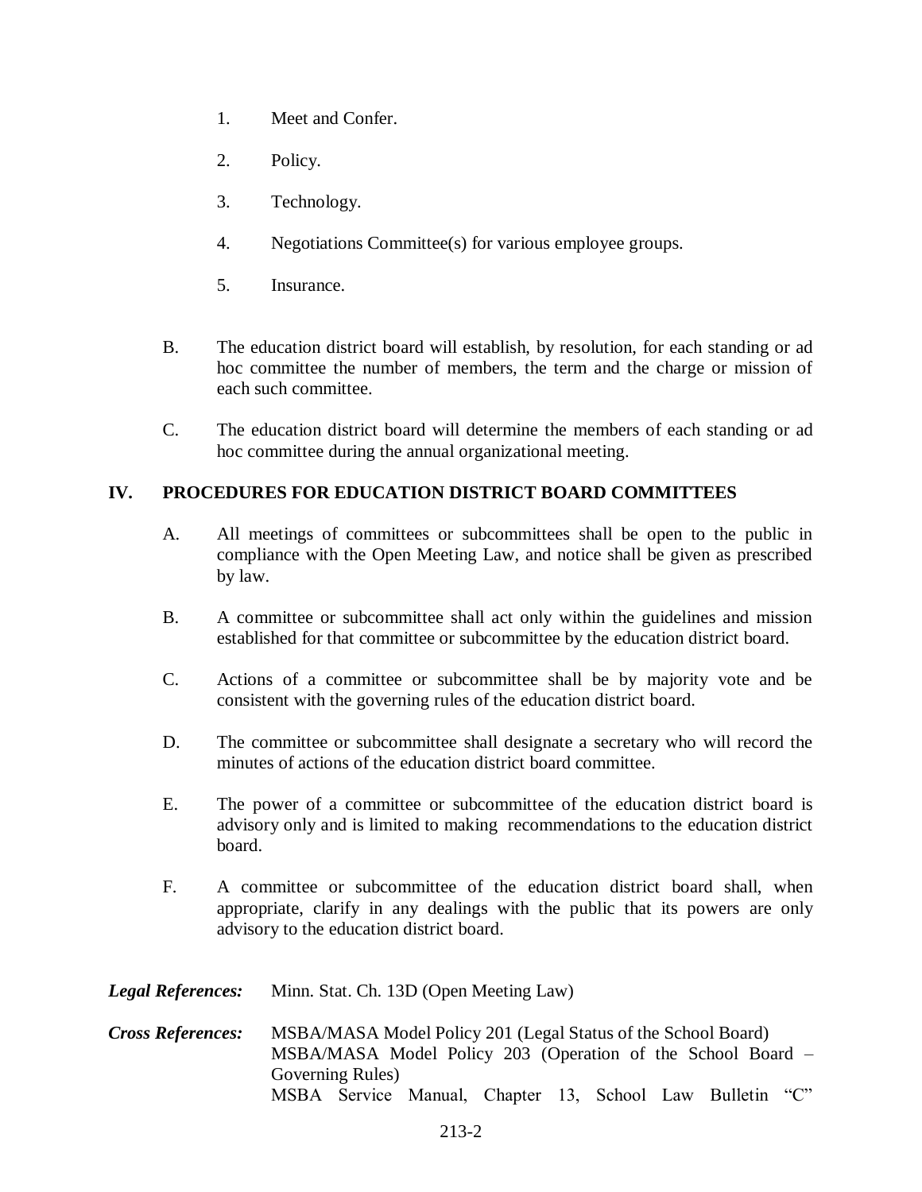1. Meet and Confer.

2. Policy.

3. Technology.

4. Negotiations Committee(s) for various employee groups.

5. Insurance.

B. The education district board will establish, by resolution, for each standing or ad hoc committee the number of members, the term and the charge or mission of each such committee.

C. The education district board will determine the members of each standing or ad hoc committee during the annual organizational meeting.

## IV. PROCEDURES FOR EDUCATION DISTRICT BOARD COMMITTEES

A. All meetings of committees or subcommittees shall be open to the public in compliance with the Open Meeting Law, and notice shall be given as prescribed by law.

B. A committee or subcommittee shall act only within the guidelines and mission established for that committee or subcommittee by the education district board.

C. Actions of a committee or subcommittee shall be by majority vote and be consistent with the governing rules of the education district board.

D. The committee or subcommittee shall designate a secretary who will record the minutes of actions of the education district board committee.

E. The power of a committee or subcommittee of the education district board is advisory only and is limited to making recommendations to the education district board.

F. A committee or subcommittee of the education district board shall, when appropriate, clarify in any dealings with the public that its powers are only advisory to the education district board.

***Legal References:*** Minn. Stat. Ch. 13D (Open Meeting Law)

***Cross References:*** MSBA/MASA Model Policy 201 (Legal Status of the School Board)
MSBA/MASA Model Policy 203 (Operation of the School Board – Governing Rules)
MSBA Service Manual, Chapter 13, School Law Bulletin "C"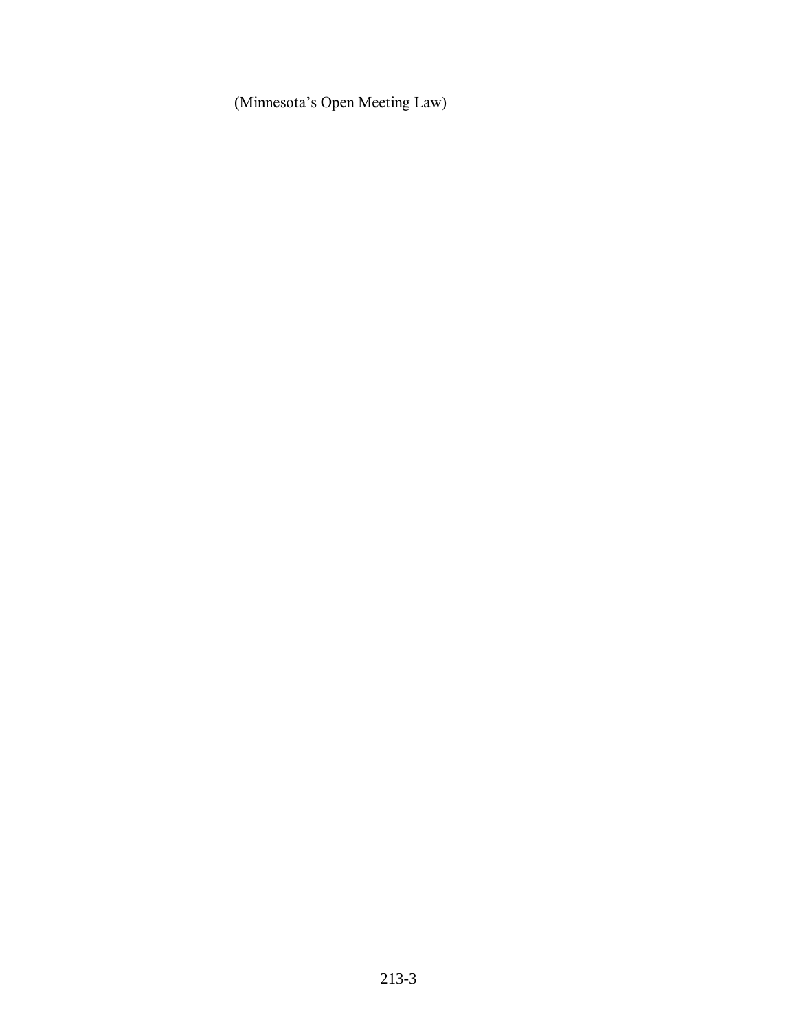(Minnesota's Open Meeting Law)